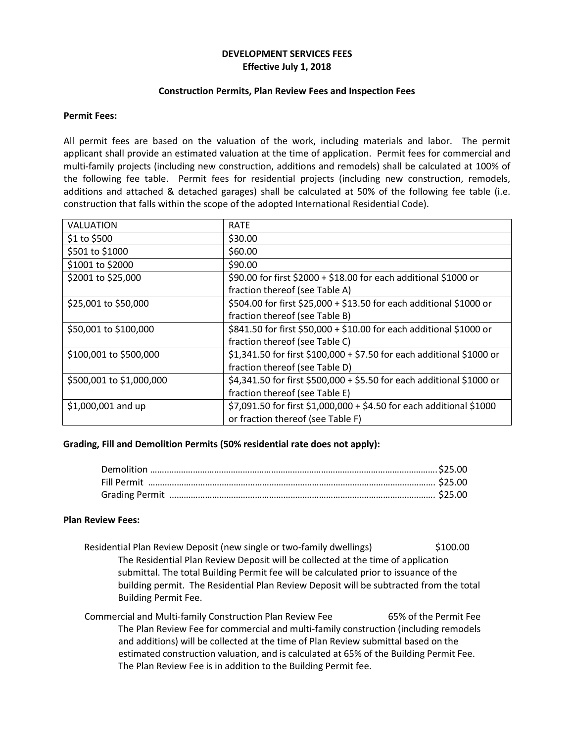**DEVELOPMENT SERVICES FEES**
**Effective July 1, 2018**

**Construction Permits, Plan Review Fees and Inspection Fees**

**Permit Fees:**

All permit fees are based on the valuation of the work, including materials and labor. The permit applicant shall provide an estimated valuation at the time of application. Permit fees for commercial and multi-family projects (including new construction, additions and remodels) shall be calculated at 100% of the following fee table. Permit fees for residential projects (including new construction, remodels, additions and attached & detached garages) shall be calculated at 50% of the following fee table (i.e. construction that falls within the scope of the adopted International Residential Code).

| VALUATION | RATE |
|---|---|
| $1 to $500 | $30.00 |
| $501 to $1000 | $60.00 |
| $1001 to $2000 | $90.00 |
| $2001 to $25,000 | $90.00 for first $2000 + $18.00 for each additional $1000 or fraction thereof (see Table A) |
| $25,001 to $50,000 | $504.00 for first $25,000 + $13.50 for each additional $1000 or fraction thereof (see Table B) |
| $50,001 to $100,000 | $841.50 for first $50,000 + $10.00 for each additional $1000 or fraction thereof (see Table C) |
| $100,001 to $500,000 | $1,341.50 for first $100,000 + $7.50 for each additional $1000 or fraction thereof (see Table D) |
| $500,001 to $1,000,000 | $4,341.50 for first $500,000 + $5.50 for each additional $1000 or fraction thereof (see Table E) |
| $1,000,001 and up | $7,091.50 for first $1,000,000 + $4.50 for each additional $1000 or fraction thereof (see Table F) |

**Grading, Fill and Demolition Permits (50% residential rate does not apply):**

Demolition ........................................ $25.00
Fill Permit ........................................ $25.00
Grading Permit ........................................ $25.00

**Plan Review Fees:**

Residential Plan Review Deposit (new single or two-family dwellings) $100.00

The Residential Plan Review Deposit will be collected at the time of application submittal. The total Building Permit fee will be calculated prior to issuance of the building permit. The Residential Plan Review Deposit will be subtracted from the total Building Permit Fee.

Commercial and Multi-family Construction Plan Review Fee 65% of the Permit Fee

The Plan Review Fee for commercial and multi-family construction (including remodels and additions) will be collected at the time of Plan Review submittal based on the estimated construction valuation, and is calculated at 65% of the Building Permit Fee. The Plan Review Fee is in addition to the Building Permit fee.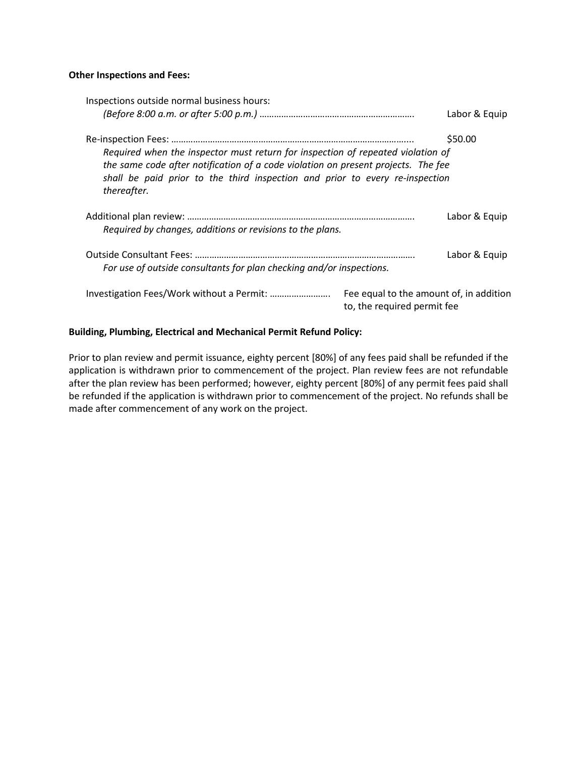**Other Inspections and Fees:**

Inspections outside normal business hours:
*(Before 8:00 a.m. or after 5:00 p.m.)* ………………………………………………………. Labor & Equip

Re-inspection Fees: ……………………………………………………………………………………... $50.00
*Required when the inspector must return for inspection of repeated violation of the same code after notification of a code violation on present projects. The fee shall be paid prior to the third inspection and prior to every re-inspection thereafter.*

Additional plan review: ………………………………………………………………………………. Labor & Equip
*Required by changes, additions or revisions to the plans.*

Outside Consultant Fees: ……………………………………………………………………………. Labor & Equip
*For use of outside consultants for plan checking and/or inspections.*

Investigation Fees/Work without a Permit: ……………………. Fee equal to the amount of, in addition to, the required permit fee

**Building, Plumbing, Electrical and Mechanical Permit Refund Policy:**

Prior to plan review and permit issuance, eighty percent [80%] of any fees paid shall be refunded if the application is withdrawn prior to commencement of the project. Plan review fees are not refundable after the plan review has been performed; however, eighty percent [80%] of any permit fees paid shall be refunded if the application is withdrawn prior to commencement of the project. No refunds shall be made after commencement of any work on the project.